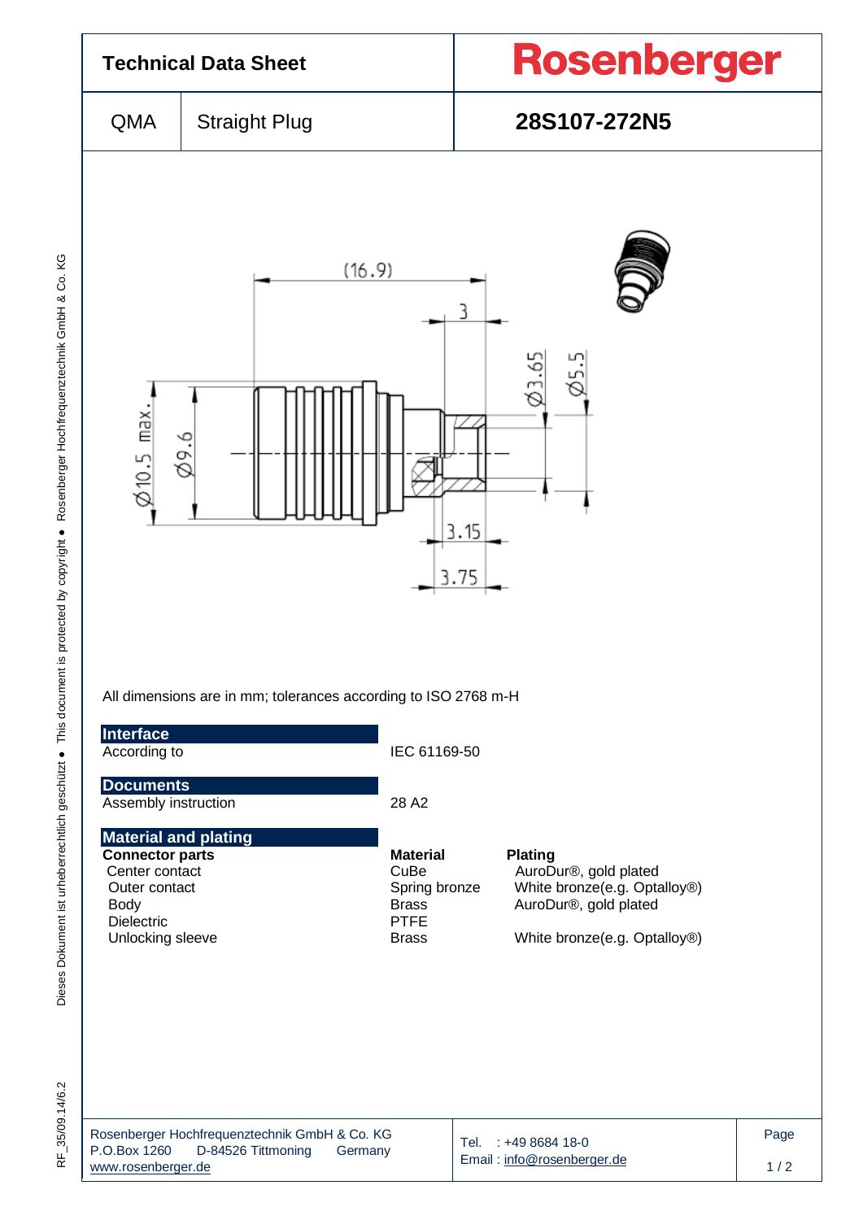# Technical Data Sheet

**Rosenberger**

| QMA | Straight Plug | **28S107-272N5** |
|---|---|---|

All dimensions are in mm; tolerances according to ISO 2768 m-H

## Interface

| | |
|---|---|
| According to | IEC 61169-50 |

## Documents

| | |
|---|---|
| Assembly instruction | 28 A2 |

## Material and plating

| **Connector parts** | **Material** | **Plating** |
|---|---|---|
| Center contact | CuBe | AuroDur®, gold plated |
| Outer contact | Spring bronze | White bronze(e.g. Optalloy®) |
| Body | Brass | AuroDur®, gold plated |
| Dielectric | PTFE | |
| Unlocking sleeve | Brass | White bronze(e.g. Optalloy®) |

Rosenberger Hochfrequenztechnik GmbH & Co. KG
P.O.Box 1260 D-84526 Tittmoning Germany
www.rosenberger.de

Tel. : +49 8684 18-0
Email : info@rosenberger.de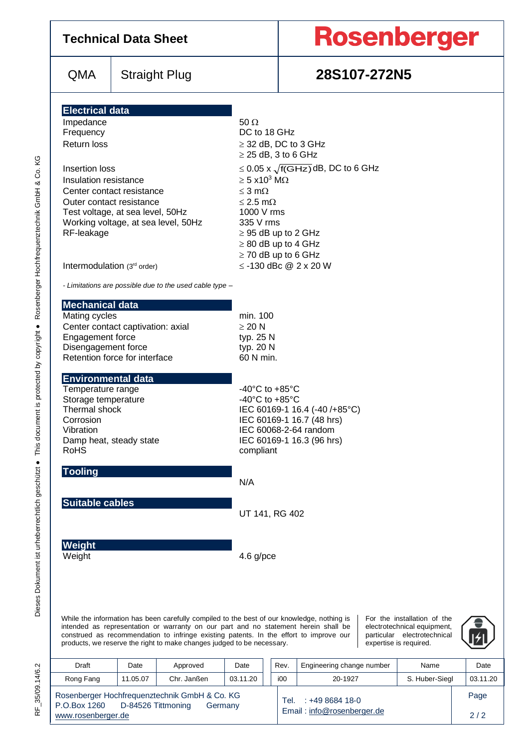# Technical Data Sheet

**Rosenberger**

| QMA | Straight Plug | **28S107-272N5** |
|---|---|---|

## Electrical data

| | |
|---|---|
| Impedance | 50 Ω |
| Frequency | DC to 18 GHz |
| Return loss | ≥ 32 dB, DC to 3 GHz<br>≥ 25 dB, 3 to 6 GHz |
| Insertion loss | ≤ 0.05 x $\sqrt{f(GHz)}$ dB, DC to 6 GHz |
| Insulation resistance | ≥ 5 x$10^3$ MΩ |
| Center contact resistance | ≤ 3 mΩ |
| Outer contact resistance | ≤ 2.5 mΩ |
| Test voltage, at sea level, 50Hz | 1000 V rms |
| Working voltage, at sea level, 50Hz | 335 V rms |
| RF-leakage | ≥ 95 dB up to 2 GHz<br>≥ 80 dB up to 4 GHz<br>≥ 70 dB up to 6 GHz |
| Intermodulation ($3^{rd}$ order) | ≤ -130 dBc @ 2 x 20 W |

*- Limitations are possible due to the used cable type –*

## Mechanical data

| | |
|---|---|
| Mating cycles | min. 100 |
| Center contact captivation: axial | ≥ 20 N |
| Engagement force | typ. 25 N |
| Disengagement force | typ. 20 N |
| Retention force for interface | 60 N min. |

## Environmental data

| | |
|---|---|
| Temperature range | -40°C to +85°C |
| Storage temperature | -40°C to +85°C |
| Thermal shock | IEC 60169-1 16.4 (-40 /+85°C) |
| Corrosion | IEC 60169-1 16.7 (48 hrs) |
| Vibration | IEC 60068-2-64 random |
| Damp heat, steady state | IEC 60169-1 16.3 (96 hrs) |
| RoHS | compliant |

## Tooling

N/A

## Suitable cables

UT 141, RG 402

## Weight

| | |
|---|---|
| Weight | 4.6 g/pce |

While the information has been carefully compiled to the best of our knowledge, nothing is intended as representation or warranty on our part and no statement herein shall be construed as recommendation to infringe existing patents. In the effort to improve our products, we reserve the right to make changes judged to be necessary.

For the installation of the electrotechnical equipment, particular electrotechnical expertise is required.

| Draft | Date | Approved | Date | Rev. | Engineering change number | Name | Date |
|---|---|---|---|---|---|---|---|
| Rong Fang | 11.05.07 | Chr. Janßen | 03.11.20 | i00 | 20-1927 | S. Huber-Siegl | 03.11.20 |

Rosenberger Hochfrequenztechnik GmbH & Co. KG
P.O.Box 1260 D-84526 Tittmoning Germany
www.rosenberger.de

Tel. : +49 8684 18-0
Email : info@rosenberger.de

Dieses Dokument ist urheberrechtlich geschützt ● This document is protected by copyright ● Rosenberger Hochfrequenztechnik GmbH & Co. KG

RF_35/09.14/6.2